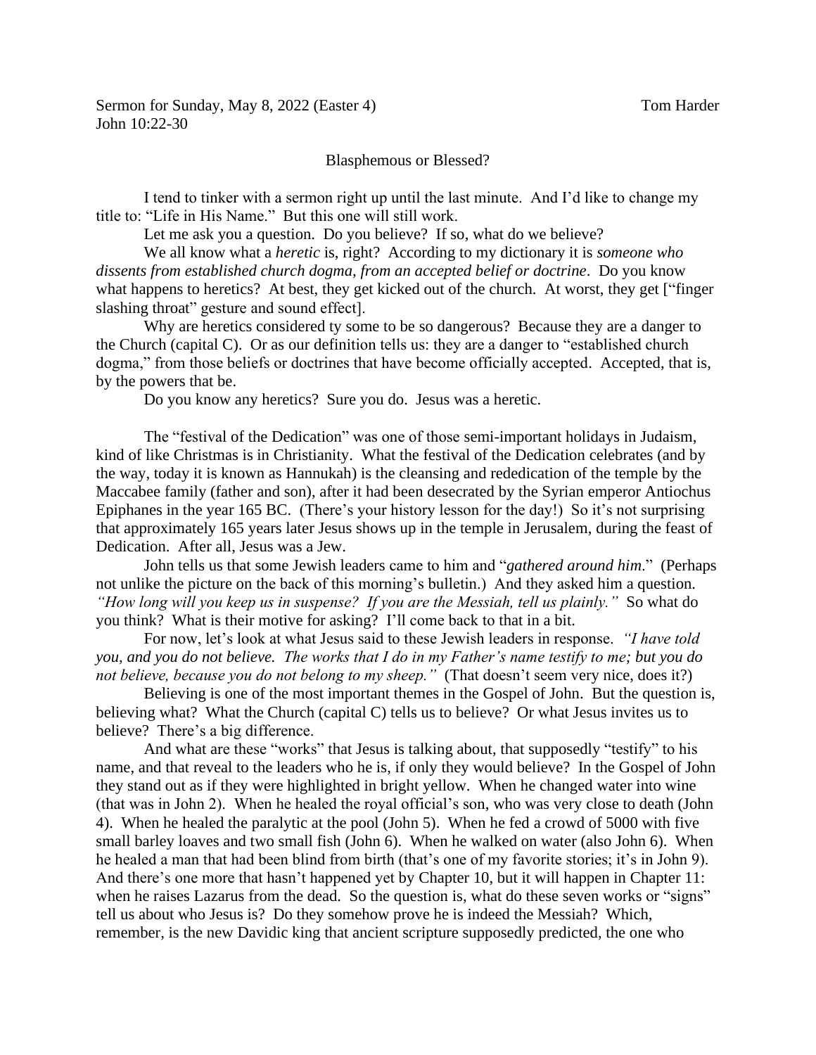Sermon for Sunday, May 8, 2022 (Easter 4) Tom Harder
John 10:22-30

Blasphemous or Blessed?

I tend to tinker with a sermon right up until the last minute. And I'd like to change my title to: "Life in His Name." But this one will still work.

Let me ask you a question. Do you believe? If so, what do we believe?

We all know what a *heretic* is, right? According to my dictionary it is *someone who dissents from established church dogma, from an accepted belief or doctrine*. Do you know what happens to heretics? At best, they get kicked out of the church. At worst, they get ["finger slashing throat" gesture and sound effect].

Why are heretics considered ty some to be so dangerous? Because they are a danger to the Church (capital C). Or as our definition tells us: they are a danger to "established church dogma," from those beliefs or doctrines that have become officially accepted. Accepted, that is, by the powers that be.

Do you know any heretics? Sure you do. Jesus was a heretic.

The "festival of the Dedication" was one of those semi-important holidays in Judaism, kind of like Christmas is in Christianity. What the festival of the Dedication celebrates (and by the way, today it is known as Hannukah) is the cleansing and rededication of the temple by the Maccabee family (father and son), after it had been desecrated by the Syrian emperor Antiochus Epiphanes in the year 165 BC. (There's your history lesson for the day!) So it's not surprising that approximately 165 years later Jesus shows up in the temple in Jerusalem, during the feast of Dedication. After all, Jesus was a Jew.

John tells us that some Jewish leaders came to him and "*gathered around him*." (Perhaps not unlike the picture on the back of this morning's bulletin.) And they asked him a question. *"How long will you keep us in suspense? If you are the Messiah, tell us plainly."* So what do you think? What is their motive for asking? I'll come back to that in a bit.

For now, let's look at what Jesus said to these Jewish leaders in response. *"I have told you, and you do not believe. The works that I do in my Father's name testify to me; but you do not believe, because you do not belong to my sheep."* (That doesn't seem very nice, does it?)

Believing is one of the most important themes in the Gospel of John. But the question is, believing what? What the Church (capital C) tells us to believe? Or what Jesus invites us to believe? There's a big difference.

And what are these "works" that Jesus is talking about, that supposedly "testify" to his name, and that reveal to the leaders who he is, if only they would believe? In the Gospel of John they stand out as if they were highlighted in bright yellow. When he changed water into wine (that was in John 2). When he healed the royal official's son, who was very close to death (John 4). When he healed the paralytic at the pool (John 5). When he fed a crowd of 5000 with five small barley loaves and two small fish (John 6). When he walked on water (also John 6). When he healed a man that had been blind from birth (that's one of my favorite stories; it's in John 9). And there's one more that hasn't happened yet by Chapter 10, but it will happen in Chapter 11: when he raises Lazarus from the dead. So the question is, what do these seven works or "signs" tell us about who Jesus is? Do they somehow prove he is indeed the Messiah? Which, remember, is the new Davidic king that ancient scripture supposedly predicted, the one who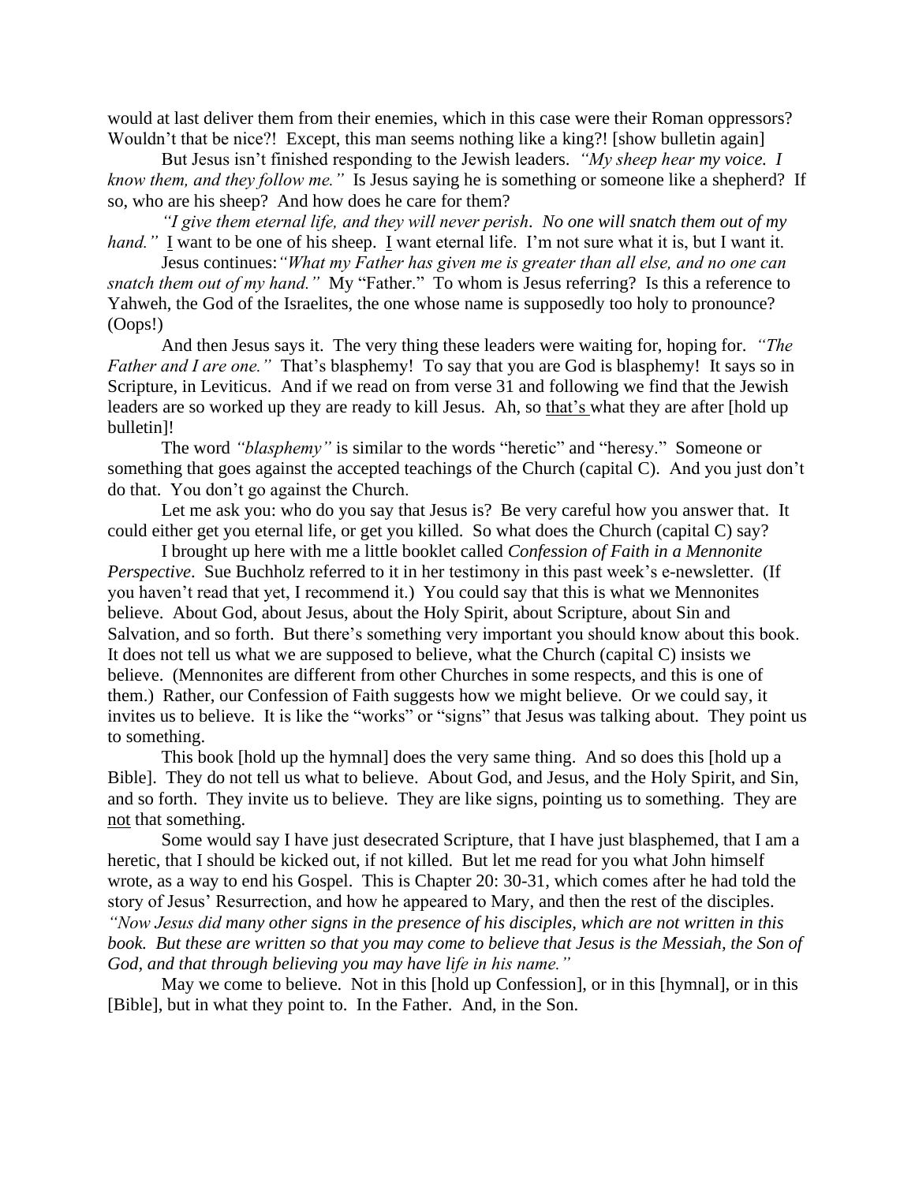would at last deliver them from their enemies, which in this case were their Roman oppressors? Wouldn't that be nice?! Except, this man seems nothing like a king?! [show bulletin again]

But Jesus isn't finished responding to the Jewish leaders. *"My sheep hear my voice. I know them, and they follow me."* Is Jesus saying he is something or someone like a shepherd? If so, who are his sheep? And how does he care for them?

*"I give them eternal life, and they will never perish. No one will snatch them out of my hand."* I want to be one of his sheep. I want eternal life. I'm not sure what it is, but I want it.

Jesus continues: *"What my Father has given me is greater than all else, and no one can snatch them out of my hand."* My "Father." To whom is Jesus referring? Is this a reference to Yahweh, the God of the Israelites, the one whose name is supposedly too holy to pronounce? (Oops!)

And then Jesus says it. The very thing these leaders were waiting for, hoping for. *"The Father and I are one."* That's blasphemy! To say that you are God is blasphemy! It says so in Scripture, in Leviticus. And if we read on from verse 31 and following we find that the Jewish leaders are so worked up they are ready to kill Jesus. Ah, so that's what they are after [hold up bulletin]!

The word *"blasphemy"* is similar to the words "heretic" and "heresy." Someone or something that goes against the accepted teachings of the Church (capital C). And you just don't do that. You don't go against the Church.

Let me ask you: who do you say that Jesus is? Be very careful how you answer that. It could either get you eternal life, or get you killed. So what does the Church (capital C) say?

I brought up here with me a little booklet called *Confession of Faith in a Mennonite Perspective*. Sue Buchholz referred to it in her testimony in this past week's e-newsletter. (If you haven't read that yet, I recommend it.) You could say that this is what we Mennonites believe. About God, about Jesus, about the Holy Spirit, about Scripture, about Sin and Salvation, and so forth. But there's something very important you should know about this book. It does not tell us what we are supposed to believe, what the Church (capital C) insists we believe. (Mennonites are different from other Churches in some respects, and this is one of them.) Rather, our Confession of Faith suggests how we might believe. Or we could say, it invites us to believe. It is like the "works" or "signs" that Jesus was talking about. They point us to something.

This book [hold up the hymnal] does the very same thing. And so does this [hold up a Bible]. They do not tell us what to believe. About God, and Jesus, and the Holy Spirit, and Sin, and so forth. They invite us to believe. They are like signs, pointing us to something. They are not that something.

Some would say I have just desecrated Scripture, that I have just blasphemed, that I am a heretic, that I should be kicked out, if not killed. But let me read for you what John himself wrote, as a way to end his Gospel. This is Chapter 20: 30-31, which comes after he had told the story of Jesus' Resurrection, and how he appeared to Mary, and then the rest of the disciples. *"Now Jesus did many other signs in the presence of his disciples, which are not written in this book. But these are written so that you may come to believe that Jesus is the Messiah, the Son of God, and that through believing you may have life in his name."*

May we come to believe. Not in this [hold up Confession], or in this [hymnal], or in this [Bible], but in what they point to. In the Father. And, in the Son.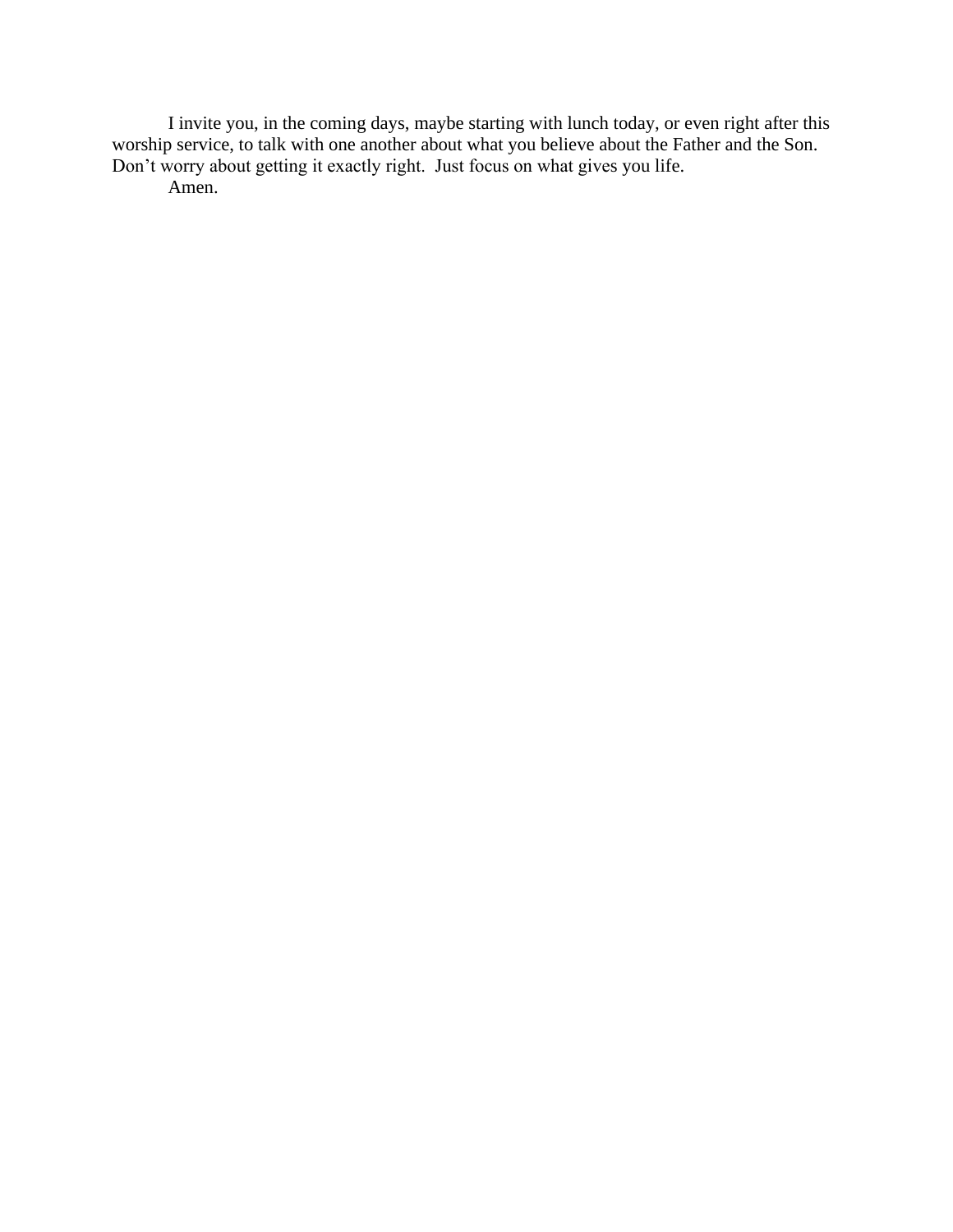I invite you, in the coming days, maybe starting with lunch today, or even right after this worship service, to talk with one another about what you believe about the Father and the Son. Don't worry about getting it exactly right. Just focus on what gives you life.

Amen.